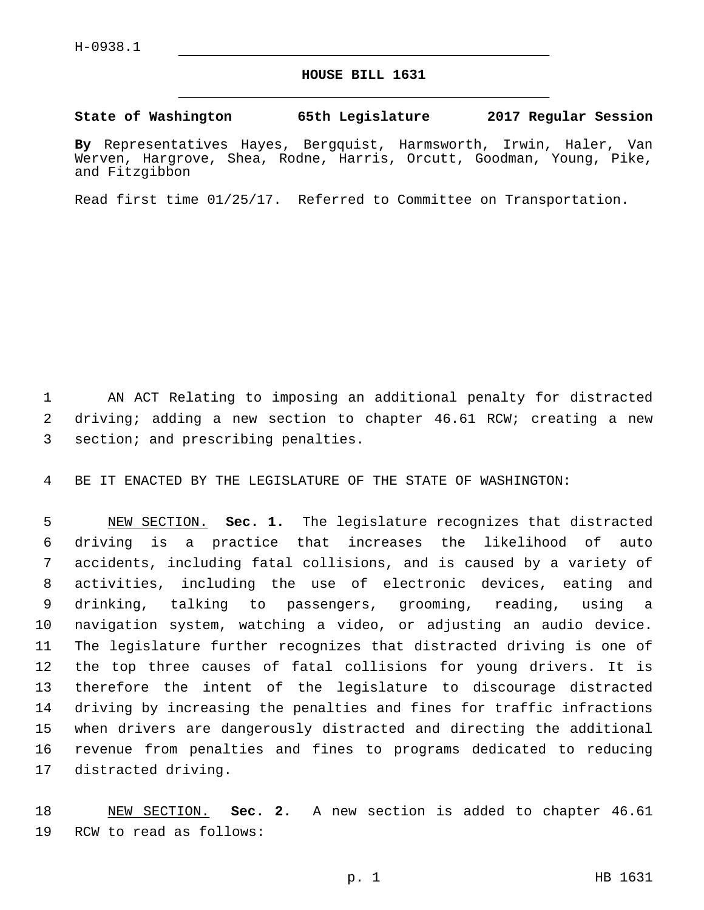H-0938.1

# HOUSE BILL 1631

**State of Washington 65th Legislature 2017 Regular Session**

**By** Representatives Hayes, Bergquist, Harmsworth, Irwin, Haler, Van Werven, Hargrove, Shea, Rodne, Harris, Orcutt, Goodman, Young, Pike, and Fitzgibbon

Read first time 01/25/17. Referred to Committee on Transportation.

AN ACT Relating to imposing an additional penalty for distracted driving; adding a new section to chapter 46.61 RCW; creating a new section; and prescribing penalties.

BE IT ENACTED BY THE LEGISLATURE OF THE STATE OF WASHINGTON:

NEW SECTION. **Sec. 1.** The legislature recognizes that distracted driving is a practice that increases the likelihood of auto accidents, including fatal collisions, and is caused by a variety of activities, including the use of electronic devices, eating and drinking, talking to passengers, grooming, reading, using a navigation system, watching a video, or adjusting an audio device. The legislature further recognizes that distracted driving is one of the top three causes of fatal collisions for young drivers. It is therefore the intent of the legislature to discourage distracted driving by increasing the penalties and fines for traffic infractions when drivers are dangerously distracted and directing the additional revenue from penalties and fines to programs dedicated to reducing distracted driving.

NEW SECTION. **Sec. 2.** A new section is added to chapter 46.61 RCW to read as follows: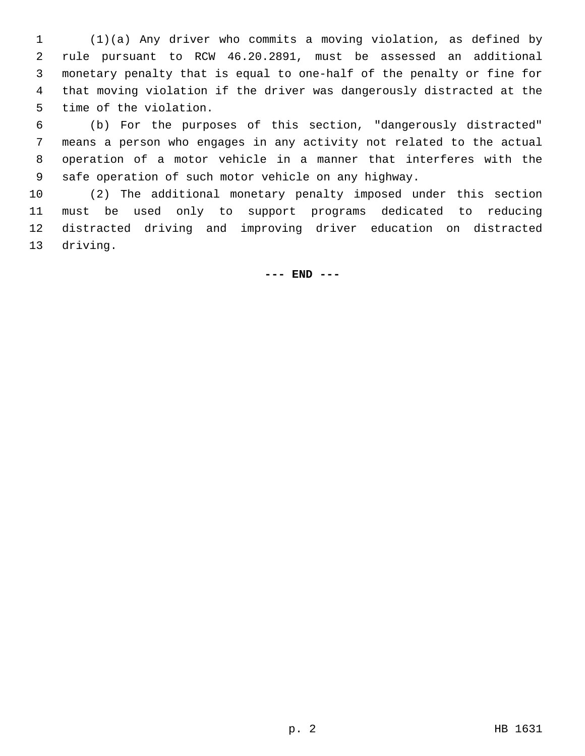(1)(a) Any driver who commits a moving violation, as defined by rule pursuant to RCW 46.20.2891, must be assessed an additional monetary penalty that is equal to one-half of the penalty or fine for that moving violation if the driver was dangerously distracted at the time of the violation.

(b) For the purposes of this section, "dangerously distracted" means a person who engages in any activity not related to the actual operation of a motor vehicle in a manner that interferes with the safe operation of such motor vehicle on any highway.

(2) The additional monetary penalty imposed under this section must be used only to support programs dedicated to reducing distracted driving and improving driver education on distracted driving.

**--- END ---**